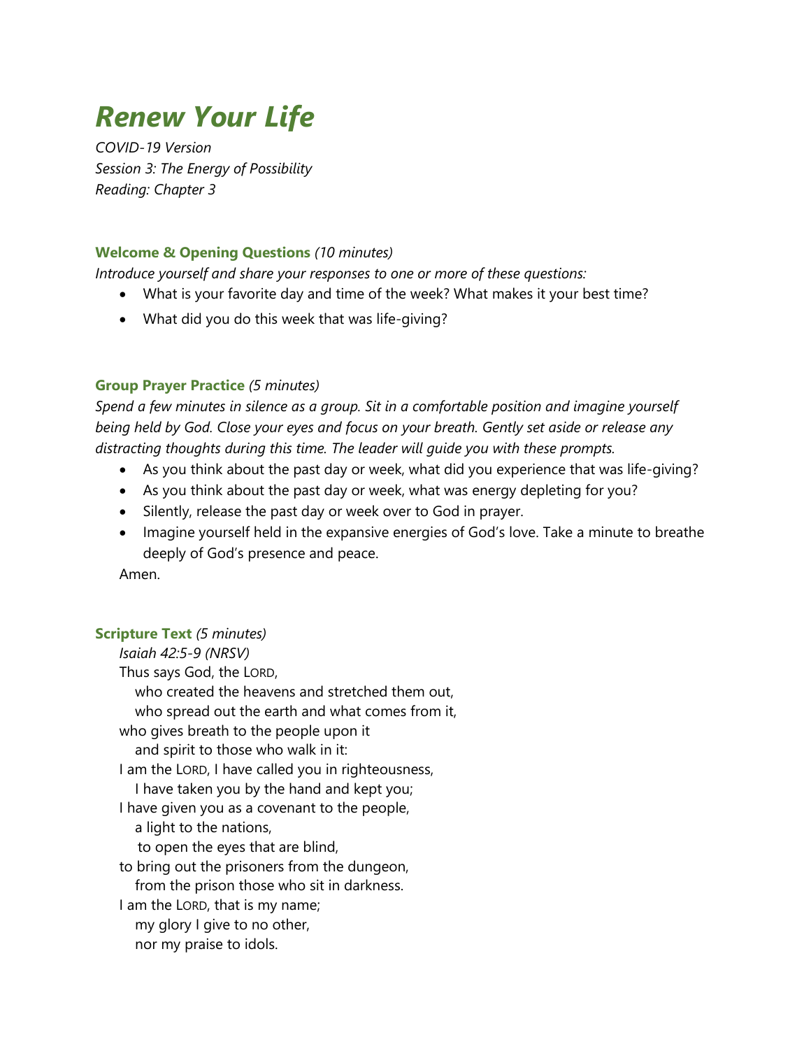# *Renew Your Life*

*COVID-19 Version*
*Session 3: The Energy of Possibility*
*Reading: Chapter 3*

### **Welcome & Opening Questions** *(10 minutes)*

*Introduce yourself and share your responses to one or more of these questions:*

- What is your favorite day and time of the week? What makes it your best time?
- What did you do this week that was life-giving?

### **Group Prayer Practice** *(5 minutes)*

*Spend a few minutes in silence as a group. Sit in a comfortable position and imagine yourself being held by God. Close your eyes and focus on your breath. Gently set aside or release any distracting thoughts during this time. The leader will guide you with these prompts.*

- As you think about the past day or week, what did you experience that was life-giving?
- As you think about the past day or week, what was energy depleting for you?
- Silently, release the past day or week over to God in prayer.
- Imagine yourself held in the expansive energies of God's love. Take a minute to breathe deeply of God's presence and peace.

Amen.

### **Scripture Text** *(5 minutes)*

*Isaiah 42:5-9 (NRSV)*

Thus says God, the LORD,
who created the heavens and stretched them out,
who spread out the earth and what comes from it,
who gives breath to the people upon it
and spirit to those who walk in it:
I am the LORD, I have called you in righteousness,
I have taken you by the hand and kept you;
I have given you as a covenant to the people,
a light to the nations,
to open the eyes that are blind,
to bring out the prisoners from the dungeon,
from the prison those who sit in darkness.
I am the LORD, that is my name;
my glory I give to no other,
nor my praise to idols.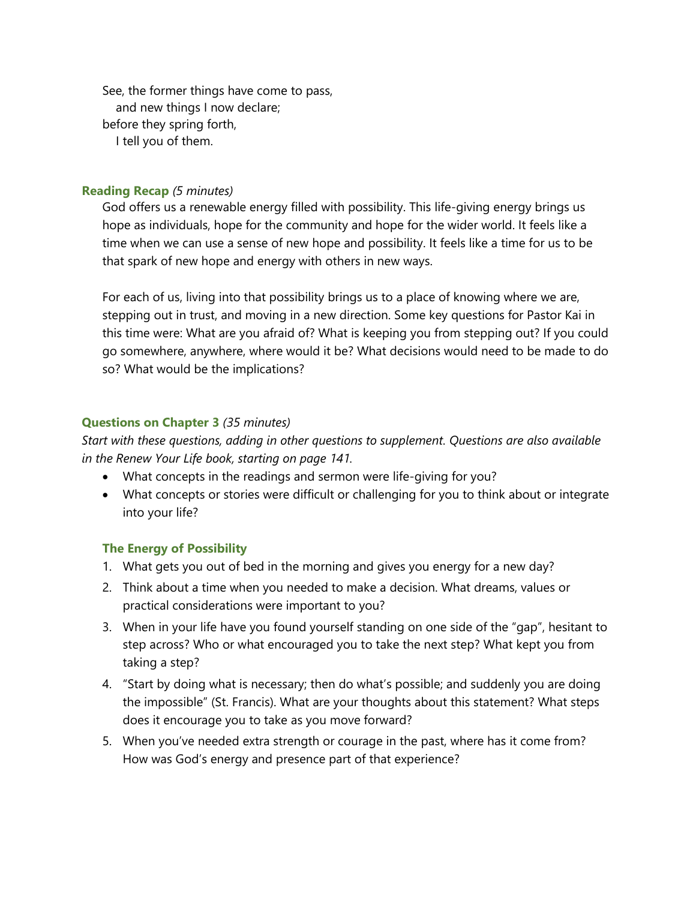See, the former things have come to pass,
  and new things I now declare;
before they spring forth,
  I tell you of them.

### Reading Recap *(5 minutes)*

God offers us a renewable energy filled with possibility. This life-giving energy brings us hope as individuals, hope for the community and hope for the wider world. It feels like a time when we can use a sense of new hope and possibility. It feels like a time for us to be that spark of new hope and energy with others in new ways.

For each of us, living into that possibility brings us to a place of knowing where we are, stepping out in trust, and moving in a new direction. Some key questions for Pastor Kai in this time were: What are you afraid of? What is keeping you from stepping out? If you could go somewhere, anywhere, where would it be? What decisions would need to be made to do so? What would be the implications?

### Questions on Chapter 3 *(35 minutes)*

*Start with these questions, adding in other questions to supplement. Questions are also available in the Renew Your Life book, starting on page 141.*

- What concepts in the readings and sermon were life-giving for you?
- What concepts or stories were difficult or challenging for you to think about or integrate into your life?

#### The Energy of Possibility

1. What gets you out of bed in the morning and gives you energy for a new day?
2. Think about a time when you needed to make a decision. What dreams, values or practical considerations were important to you?
3. When in your life have you found yourself standing on one side of the "gap", hesitant to step across? Who or what encouraged you to take the next step? What kept you from taking a step?
4. "Start by doing what is necessary; then do what's possible; and suddenly you are doing the impossible" (St. Francis). What are your thoughts about this statement? What steps does it encourage you to take as you move forward?
5. When you've needed extra strength or courage in the past, where has it come from? How was God's energy and presence part of that experience?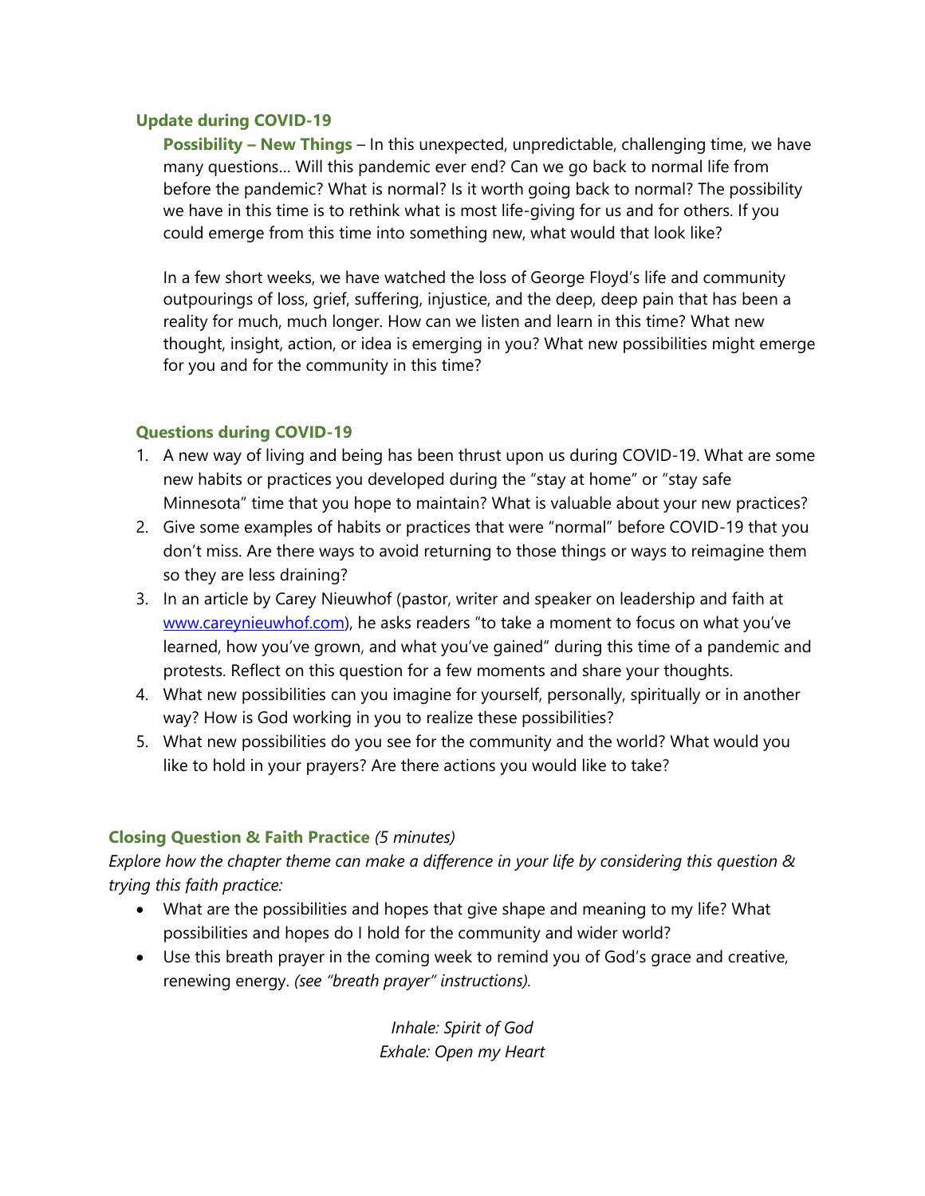### Update during COVID-19

**Possibility – New Things** – In this unexpected, unpredictable, challenging time, we have many questions… Will this pandemic ever end? Can we go back to normal life from before the pandemic? What is normal? Is it worth going back to normal? The possibility we have in this time is to rethink what is most life-giving for us and for others. If you could emerge from this time into something new, what would that look like?

In a few short weeks, we have watched the loss of George Floyd's life and community outpourings of loss, grief, suffering, injustice, and the deep, deep pain that has been a reality for much, much longer. How can we listen and learn in this time? What new thought, insight, action, or idea is emerging in you? What new possibilities might emerge for you and for the community in this time?

### Questions during COVID-19

1. A new way of living and being has been thrust upon us during COVID-19. What are some new habits or practices you developed during the "stay at home" or "stay safe Minnesota" time that you hope to maintain? What is valuable about your new practices?
2. Give some examples of habits or practices that were "normal" before COVID-19 that you don't miss. Are there ways to avoid returning to those things or ways to reimagine them so they are less draining?
3. In an article by Carey Nieuwhof (pastor, writer and speaker on leadership and faith at www.careynieuwhof.com), he asks readers "to take a moment to focus on what you've learned, how you've grown, and what you've gained" during this time of a pandemic and protests. Reflect on this question for a few moments and share your thoughts.
4. What new possibilities can you imagine for yourself, personally, spiritually or in another way? How is God working in you to realize these possibilities?
5. What new possibilities do you see for the community and the world? What would you like to hold in your prayers? Are there actions you would like to take?

### Closing Question & Faith Practice *(5 minutes)*

*Explore how the chapter theme can make a difference in your life by considering this question & trying this faith practice:*

- What are the possibilities and hopes that give shape and meaning to my life? What possibilities and hopes do I hold for the community and wider world?
- Use this breath prayer in the coming week to remind you of God's grace and creative, renewing energy. *(see "breath prayer" instructions).*

*Inhale: Spirit of God*
*Exhale: Open my Heart*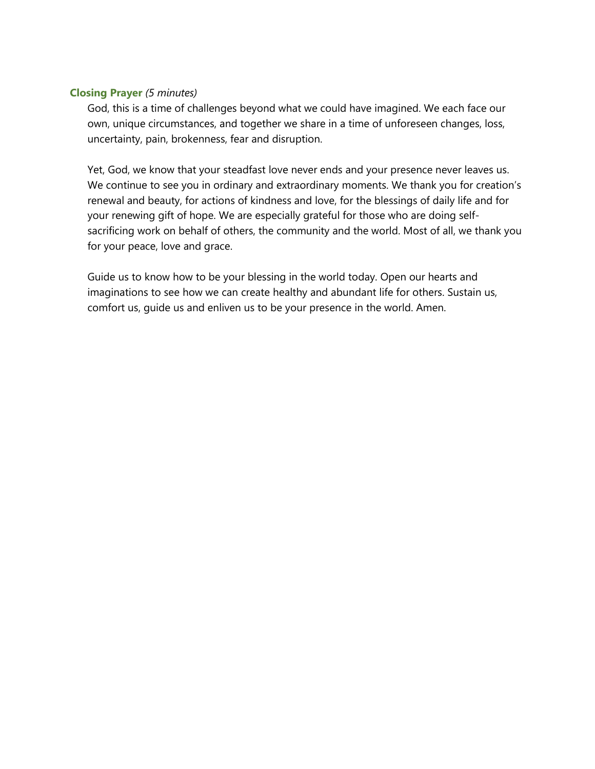**Closing Prayer** *(5 minutes)*

God, this is a time of challenges beyond what we could have imagined. We each face our own, unique circumstances, and together we share in a time of unforeseen changes, loss, uncertainty, pain, brokenness, fear and disruption.

Yet, God, we know that your steadfast love never ends and your presence never leaves us. We continue to see you in ordinary and extraordinary moments. We thank you for creation's renewal and beauty, for actions of kindness and love, for the blessings of daily life and for your renewing gift of hope. We are especially grateful for those who are doing self-sacrificing work on behalf of others, the community and the world. Most of all, we thank you for your peace, love and grace.

Guide us to know how to be your blessing in the world today. Open our hearts and imaginations to see how we can create healthy and abundant life for others. Sustain us, comfort us, guide us and enliven us to be your presence in the world. Amen.